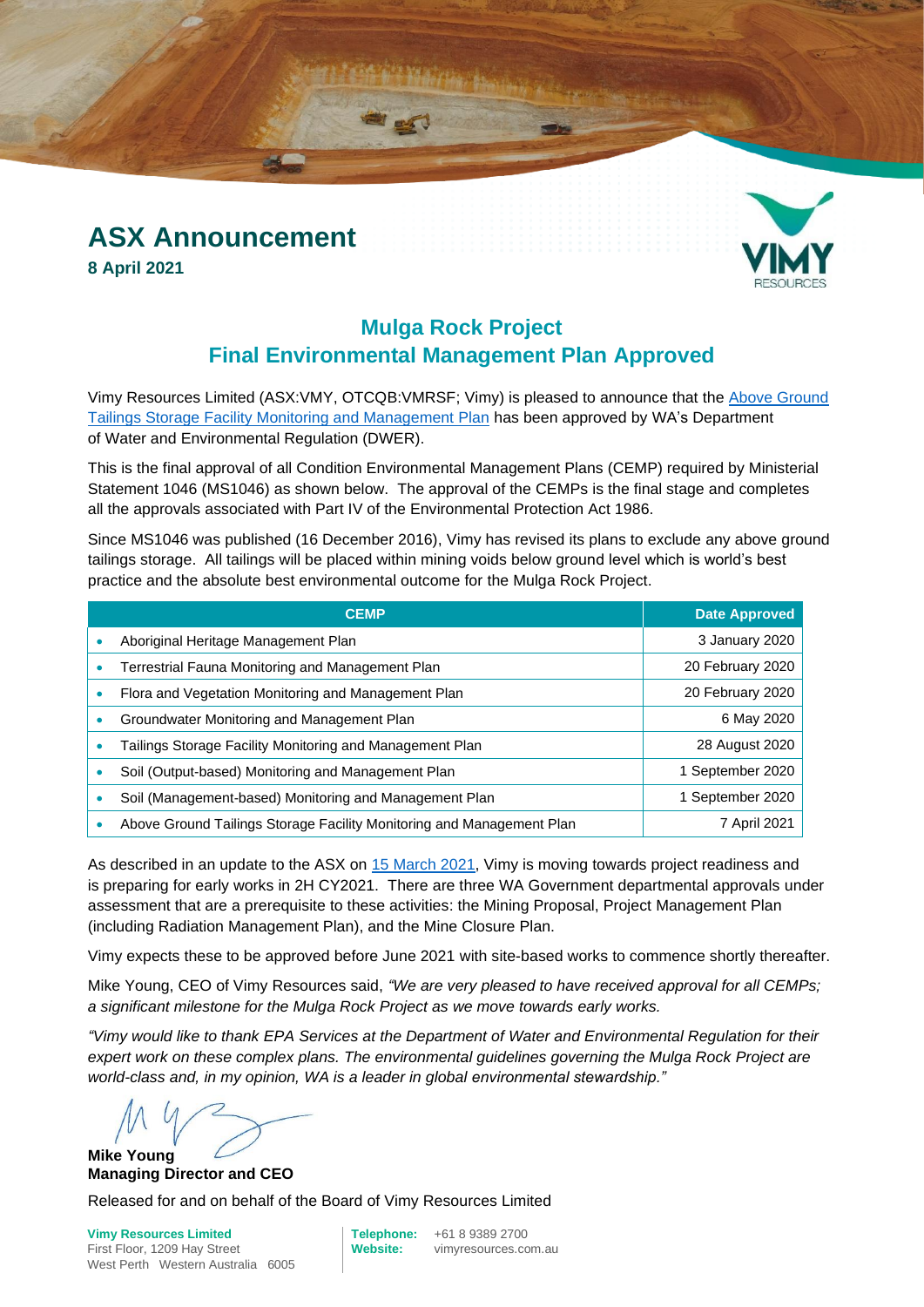# ASX Announcement

**8 April 2021**

## Mulga Rock Project
## Final Environmental Management Plan Approved

Vimy Resources Limited (ASX:VMY, OTCQB:VMRSF; Vimy) is pleased to announce that the Above Ground Tailings Storage Facility Monitoring and Management Plan has been approved by WA's Department of Water and Environmental Regulation (DWER).

This is the final approval of all Condition Environmental Management Plans (CEMP) required by Ministerial Statement 1046 (MS1046) as shown below. The approval of the CEMPs is the final stage and completes all the approvals associated with Part IV of the Environmental Protection Act 1986.

Since MS1046 was published (16 December 2016), Vimy has revised its plans to exclude any above ground tailings storage. All tailings will be placed within mining voids below ground level which is world's best practice and the absolute best environmental outcome for the Mulga Rock Project.

| CEMP | Date Approved |
| --- | --- |
| • Aboriginal Heritage Management Plan | 3 January 2020 |
| • Terrestrial Fauna Monitoring and Management Plan | 20 February 2020 |
| • Flora and Vegetation Monitoring and Management Plan | 20 February 2020 |
| • Groundwater Monitoring and Management Plan | 6 May 2020 |
| • Tailings Storage Facility Monitoring and Management Plan | 28 August 2020 |
| • Soil (Output-based) Monitoring and Management Plan | 1 September 2020 |
| • Soil (Management-based) Monitoring and Management Plan | 1 September 2020 |
| • Above Ground Tailings Storage Facility Monitoring and Management Plan | 7 April 2021 |

As described in an update to the ASX on 15 March 2021, Vimy is moving towards project readiness and is preparing for early works in 2H CY2021. There are three WA Government departmental approvals under assessment that are a prerequisite to these activities: the Mining Proposal, Project Management Plan (including Radiation Management Plan), and the Mine Closure Plan.

Vimy expects these to be approved before June 2021 with site-based works to commence shortly thereafter.

Mike Young, CEO of Vimy Resources said, *"We are very pleased to have received approval for all CEMPs; a significant milestone for the Mulga Rock Project as we move towards early works.*

*"Vimy would like to thank EPA Services at the Department of Water and Environmental Regulation for their expert work on these complex plans. The environmental guidelines governing the Mulga Rock Project are world-class and, in my opinion, WA is a leader in global environmental stewardship."*

**Mike Young**
**Managing Director and CEO**

Released for and on behalf of the Board of Vimy Resources Limited

**Vimy Resources Limited**
First Floor, 1209 Hay Street
West Perth Western Australia 6005

**Telephone:** +61 8 9389 2700
**Website:** vimyresources.com.au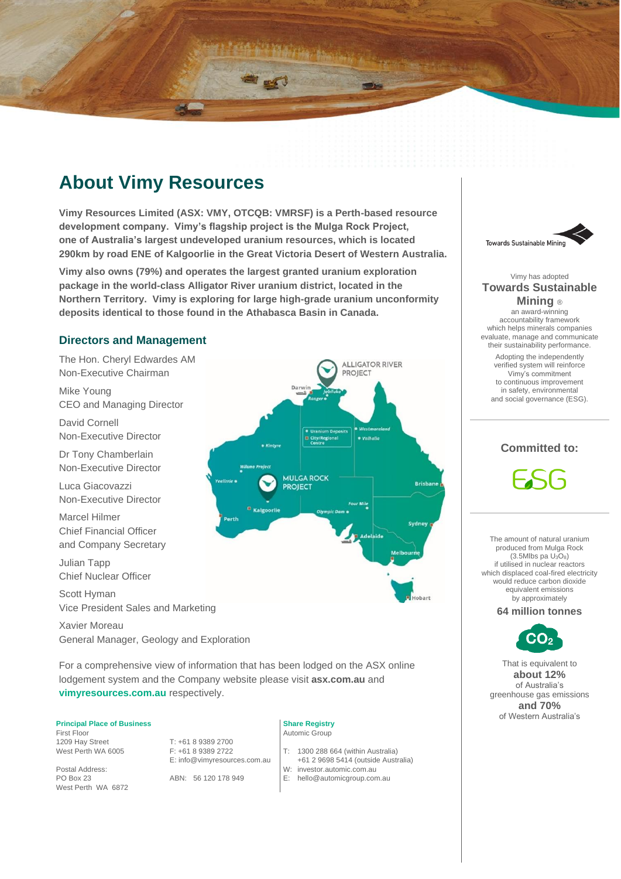# About Vimy Resources

**Vimy Resources Limited (ASX: VMY, OTCQB: VMRSF) is a Perth-based resource development company. Vimy's flagship project is the Mulga Rock Project, one of Australia's largest undeveloped uranium resources, which is located 290km by road ENE of Kalgoorlie in the Great Victoria Desert of Western Australia.**

**Vimy also owns (79%) and operates the largest granted uranium exploration package in the world-class Alligator River uranium district, located in the Northern Territory. Vimy is exploring for large high-grade uranium unconformity deposits identical to those found in the Athabasca Basin in Canada.**

## Directors and Management

The Hon. Cheryl Edwardes AM
Non-Executive Chairman

Mike Young
CEO and Managing Director

David Cornell
Non-Executive Director

Dr Tony Chamberlain
Non-Executive Director

Luca Giacovazzi
Non-Executive Director

Marcel Hilmer
Chief Financial Officer
and Company Secretary

Julian Tapp
Chief Nuclear Officer

Scott Hyman
Vice President Sales and Marketing

Xavier Moreau
General Manager, Geology and Exploration

ALLIGATOR RIVER PROJECT
Darwin
Jabiluka
Ranger
Uranium Deposits
City/Regional Centre
Westmoreland
Valhalla
Kintyre
Wiluna Project
Yeelirrie
MULGA ROCK PROJECT
Kalgoorlie
Perth
Brisbane
Four Mile
Olympic Dam
Sydney
Adelaide
Melbourne
Hobart

For a comprehensive view of information that has been lodged on the ASX online lodgement system and the Company website please visit **asx.com.au** and **vimyresources.com.au** respectively.

**Principal Place of Business**
First Floor
1209 Hay Street
West Perth WA 6005

T: +61 8 9389 2700
F: +61 8 9389 2722
E: info@vimyresources.com.au

Postal Address:
PO Box 23
West Perth WA 6872

ABN: 56 120 178 949

**Share Registry**
Automic Group

T: 1300 288 664 (within Australia)
+61 2 9698 5414 (outside Australia)
W: investor.automic.com.au
E: hello@automicgroup.com.au

Towards Sustainable Mining

Vimy has adopted
**Towards Sustainable Mining ®**
an award-winning accountability framework which helps minerals companies evaluate, manage and communicate their sustainability performance.

Adopting the independently verified system will reinforce Vimy's commitment to continuous improvement in safety, environmental and social governance (ESG).

**Committed to:**

ESG

The amount of natural uranium produced from Mulga Rock (3.5Mlbs pa $U_3O_8$) if utilised in nuclear reactors which displaced coal-fired electricity would reduce carbon dioxide equivalent emissions by approximately

**64 million tonnes**

$CO_2$

That is equivalent to **about 12%** of Australia's greenhouse gas emissions **and 70%** of Western Australia's